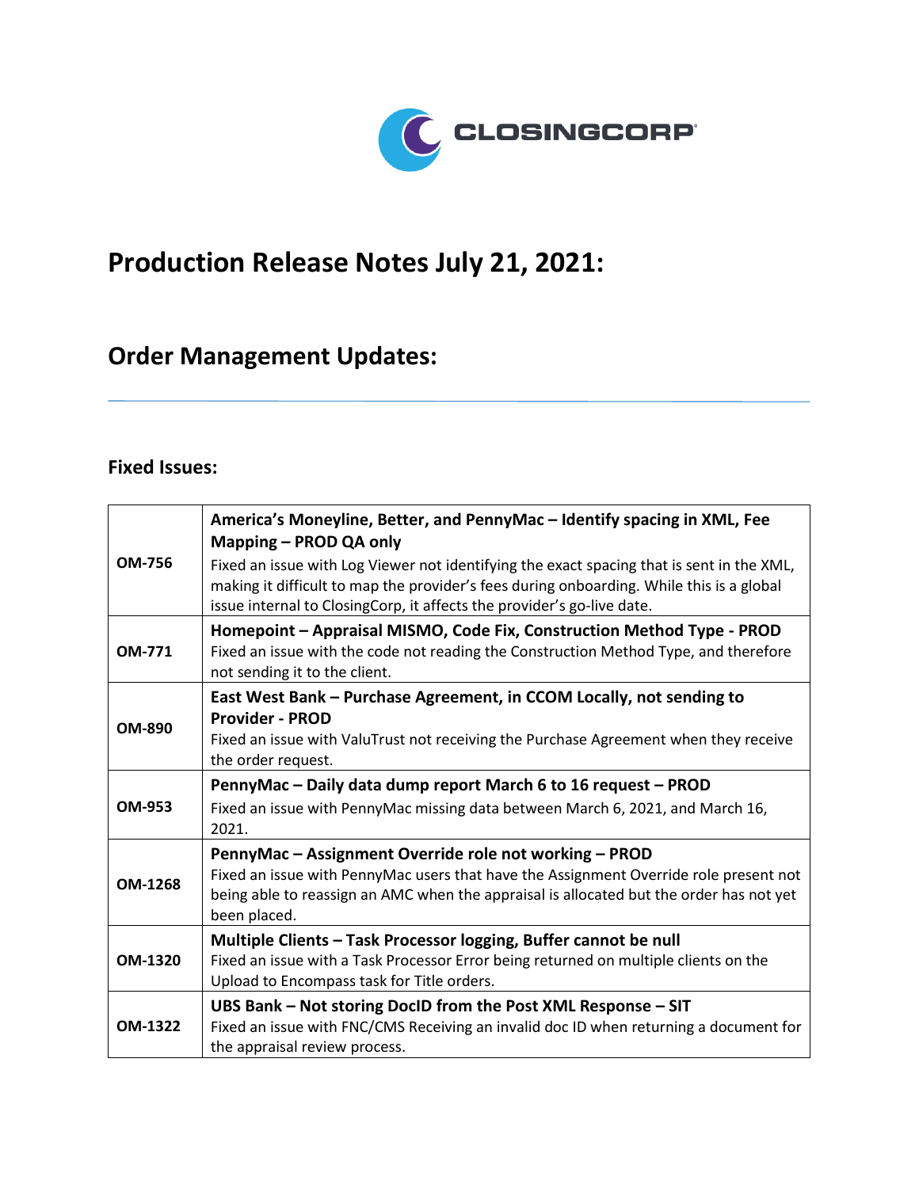# Production Release Notes July 21, 2021:

## Order Management Updates:

### Fixed Issues:

| | |
|---|---|
| **OM-756** | **America's Moneyline, Better, and PennyMac – Identify spacing in XML, Fee Mapping – PROD QA only**<br>Fixed an issue with Log Viewer not identifying the exact spacing that is sent in the XML, making it difficult to map the provider's fees during onboarding. While this is a global issue internal to ClosingCorp, it affects the provider's go-live date. |
| **OM-771** | **Homepoint – Appraisal MISMO, Code Fix, Construction Method Type - PROD**<br>Fixed an issue with the code not reading the Construction Method Type, and therefore not sending it to the client. |
| **OM-890** | **East West Bank – Purchase Agreement, in CCOM Locally, not sending to Provider - PROD**<br>Fixed an issue with ValuTrust not receiving the Purchase Agreement when they receive the order request. |
| **OM-953** | **PennyMac – Daily data dump report March 6 to 16 request – PROD**<br>Fixed an issue with PennyMac missing data between March 6, 2021, and March 16, 2021. |
| **OM-1268** | **PennyMac – Assignment Override role not working – PROD**<br>Fixed an issue with PennyMac users that have the Assignment Override role present not being able to reassign an AMC when the appraisal is allocated but the order has not yet been placed. |
| **OM-1320** | **Multiple Clients – Task Processor logging, Buffer cannot be null**<br>Fixed an issue with a Task Processor Error being returned on multiple clients on the Upload to Encompass task for Title orders. |
| **OM-1322** | **UBS Bank – Not storing DocID from the Post XML Response – SIT**<br>Fixed an issue with FNC/CMS Receiving an invalid doc ID when returning a document for the appraisal review process. |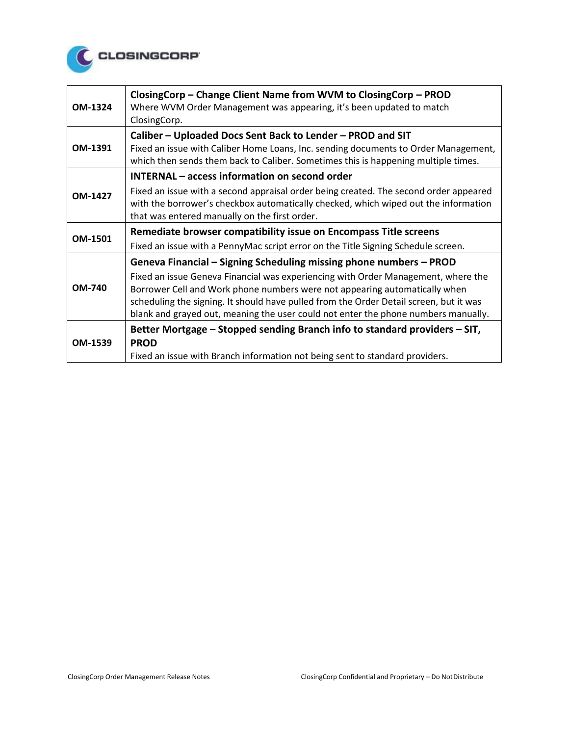| | |
|---|---|
| **OM-1324** | **ClosingCorp – Change Client Name from WVM to ClosingCorp – PROD**<br>Where WVM Order Management was appearing, it's been updated to match ClosingCorp. |
| **OM-1391** | **Caliber – Uploaded Docs Sent Back to Lender – PROD and SIT**<br>Fixed an issue with Caliber Home Loans, Inc. sending documents to Order Management, which then sends them back to Caliber. Sometimes this is happening multiple times. |
| **OM-1427** | **INTERNAL – access information on second order**<br>Fixed an issue with a second appraisal order being created. The second order appeared with the borrower's checkbox automatically checked, which wiped out the information that was entered manually on the first order. |
| **OM-1501** | **Remediate browser compatibility issue on Encompass Title screens**<br>Fixed an issue with a PennyMac script error on the Title Signing Schedule screen. |
| **OM-740** | **Geneva Financial – Signing Scheduling missing phone numbers – PROD**<br>Fixed an issue Geneva Financial was experiencing with Order Management, where the Borrower Cell and Work phone numbers were not appearing automatically when scheduling the signing. It should have pulled from the Order Detail screen, but it was blank and grayed out, meaning the user could not enter the phone numbers manually. |
| **OM-1539** | **Better Mortgage – Stopped sending Branch info to standard providers – SIT, PROD**<br>Fixed an issue with Branch information not being sent to standard providers. |